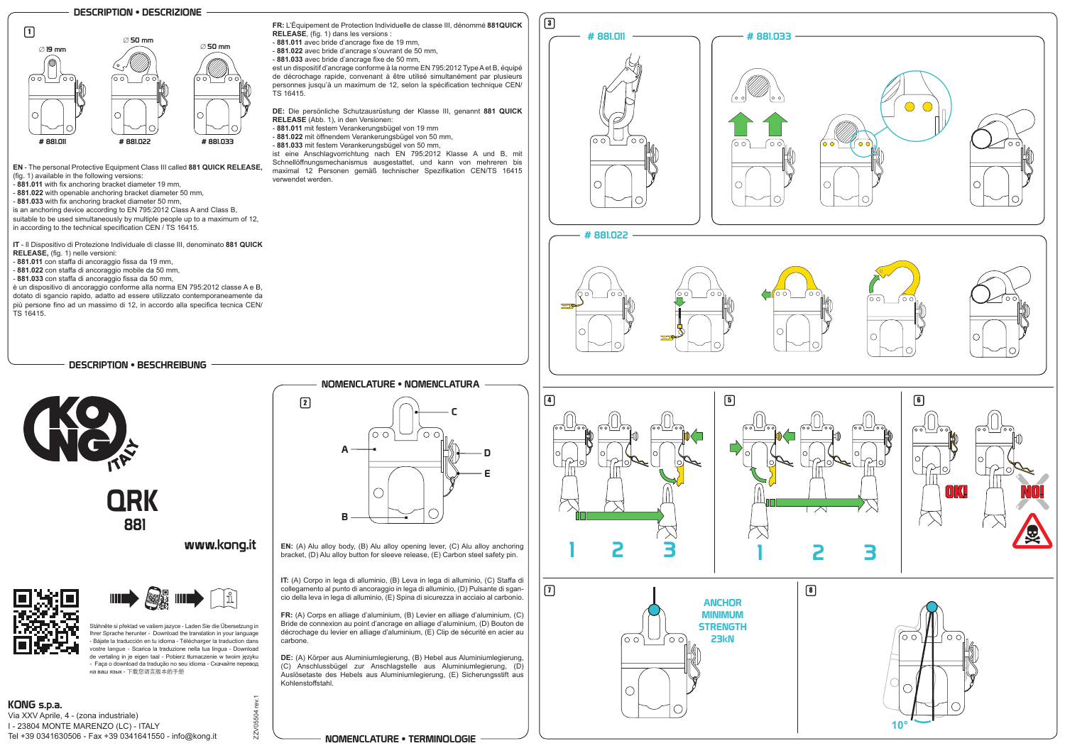## DESCRIPTION • DESCRIZIONE

1

∅ 19 mm — # 881.011

∅ 50 mm — # 881.022

∅ 50 mm — # 881.033

**EN** - The personal Protective Equipment Class III called **881 QUICK RELEASE,** (fig. 1) available in the following versions:
- **881.011** with fix anchoring bracket diameter 19 mm,
- **881.022** with openable anchoring bracket diameter 50 mm,
- **881.033** with fix anchoring bracket diameter 50 mm,

is an anchoring device according to EN 795:2012 Class A and Class B, suitable to be used simultaneously by multiple people up to a maximum of 12, in according to the technical specification CEN / TS 16415.

**IT** - Il Dispositivo di Protezione Individuale di classe III, denominato **881 QUICK RELEASE,** (fig. 1) nelle versioni:
- **881.011** con staffa di ancoraggio fissa da 19 mm,
- **881.022** con staffa di ancoraggio mobile da 50 mm,
- **881.033** con staffa di ancoraggio fissa da 50 mm,

è un dispositivo di ancoraggio conforme alla norma EN 795:2012 classe A e B, dotato di sgancio rapido, adatto ad essere utilizzato contemporaneamente da più persone fino ad un massimo di 12, in accordo alla specifica tecnica CEN/ TS 16415.

**FR:** L'Équipement de Protection Individuelle de classe III, dénommé **881QUICK RELEASE**, (fig. 1) dans les versions :
- **881.011** avec bride d'ancrage fixe de 19 mm,
- **881.022** avec bride d'ancrage s'ouvrant de 50 mm,
- **881.033** avec bride d'ancrage fixe de 50 mm,

est un dispositif d'ancrage conforme à la norme EN 795:2012 Type A et B, équipé de décrochage rapide, convenant à être utilisé simultanément par plusieurs personnes jusqu'à un maximum de 12, selon la spécification technique CEN/ TS 16415.

**DE:** Die persönliche Schutzausrüstung der Klasse III, genannt **881 QUICK RELEASE** (Abb. 1), in den Versionen:
- **881.011** mit festem Verankerungsbügel von 19 mm
- **881.022** mit öffnendem Verankerungsbügel von 50 mm,
- **881.033** mit festem Verankerungsbügel von 50 mm,

ist eine Anschlagvorrichtung nach EN 795:2012 Klasse A und B, mit Schnellöffnungsmechanismus ausgestattet, und kann von mehreren bis maximal 12 Personen gemäß technischer Spezifikation CEN/TS 16415 verwendet werden.

## DESCRIPTION • BESCHREIBUNG

KONG ITALY

**QRK 881**

www.kong.it

Stáhněte si překlad ve vašem jazyce - Laden Sie die Übersetzung in Ihrer Sprache herunter - Download the translation in your language - Bájate la traducción en tu idioma - Télécharger la traduction dans votre langue - Scarica la traduzione nella tua lingua - Download de vertaling in je eigen taal - Pobierz tłumaczenie w twoim języku - Faça o download da tradução no seu idioma - Скачайте перевод на ваш язык - 下载您语言版本的手册

**KONG s.p.a.**
Via XXV Aprile, 4 - (zona industriale)
I - 23804 MONTE MARENZO (LC) - ITALY
Tel +39 0341630506 - Fax +39 0341641550 - info@kong.it

ZZV05504 rev.1

## NOMENCLATURE • NOMENCLATURA

2

A, B, C, D, E

**EN:** (A) Alu alloy body, (B) Alu alloy opening lever, (C) Alu alloy anchoring bracket, (D) Alu alloy button for sleeve release, (E) Carbon steel safety pin.

**IT:** (A) Corpo in lega di alluminio, (B) Leva in lega di alluminio, (C) Staffa di collegamento al punto di ancoraggio in lega di alluminio, (D) Pulsante di sgancio della leva in lega di alluminio, (E) Spina di sicurezza in acciaio al carbonio.

**FR:** (A) Corps en alliage d'aluminium, (B) Levier en alliage d'aluminium, (C) Bride de connexion au point d'ancrage en alliage d'aluminium, (D) Bouton de décrochage du levier en alliage d'aluminium, (E) Clip de sécurité en acier au carbone.

**DE:** (A) Körper aus Aluminiumlegierung, (B) Hebel aus Aluminiumlegierung, (C) Anschlussbügel zur Anschlagstelle aus Aluminiumlegierung, (D) Auslösetaste des Hebels aus Aluminiumlegierung, (E) Sicherungsstift aus Kohlenstoffstahl.

## NOMENCLATURE • TERMINOLOGIE

3

# 881.011

# 881.033

# 881.022

4

1 2 3

5

1 2 3

6

OK! NO!

7

ANCHOR MINIMUM STRENGTH 23kN

8

10°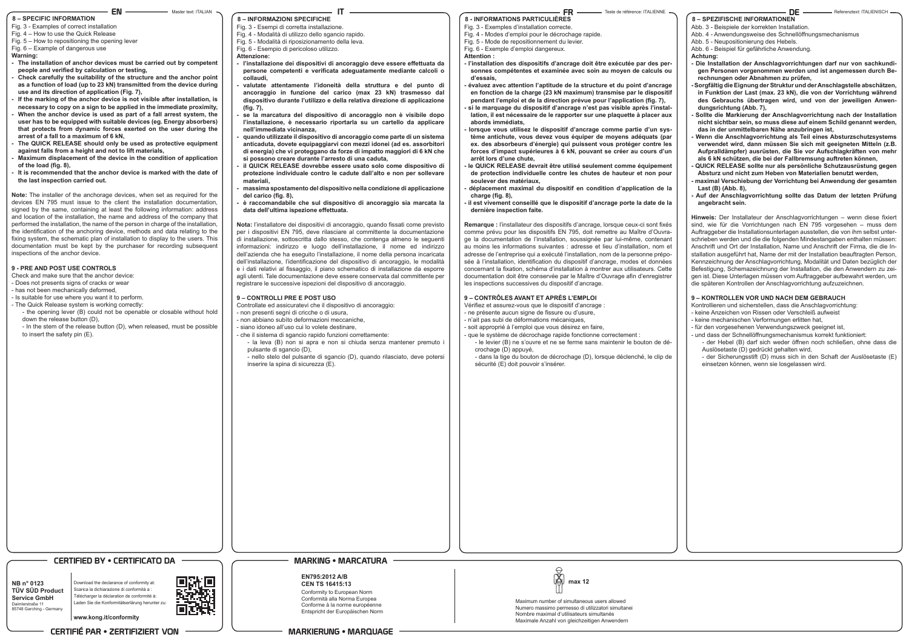EN — Master text: ITALIAN

## 8 – SPECIFIC INFORMATION

Fig. 3 - Examples of correct installation
Fig. 4 – How to use the Quick Release
Fig. 5 – How to repositioning the opening lever
Fig. 6 – Example of dangerous use

**Warning:**

- **The installation of anchor devices must be carried out by competent people and verified by calculation or testing,**
- **Check carefully the suitability of the structure and the anchor point as a function of load (up to 23 kN) transmitted from the device during use and its direction of application (Fig. 7),**
- **If the marking of the anchor device is not visible after installation, is necessary to copy on a sign to be applied in the immediate proximity,**
- **When the anchor device is used as part of a fall arrest system, the user has to be equipped with suitable devices (eg. Energy absorbers) that protects from dynamic forces exerted on the user during the arrest of a fall to a maximum of 6 kN,**
- **The QUICK RELEASE should only be used as protective equipment against falls from a height and not to lift materials,**
- **Maximum displacement of the device in the condition of application of the load (fig. 8),**
- **It is recommended that the anchor device is marked with the date of the last inspection carried out.**

**Note:** The installer of the anchorage devices, when set as required for the devices EN 795 must issue to the client the installation documentation, signed by the same, containing at least the following information: address and location of the installation, the name and address of the company that performed the installation, the name of the person in charge of the installation, the identification of the anchoring device, methods and data relating to the fixing system, the schematic plan of installation to display to the users. This documentation must be kept by the purchaser for recording subsequent inspections of the anchor device.

## 9 - PRE AND POST USE CONTROLS

Check and make sure that the anchor device:
- Does not presents signs of cracks or wear
- has not been mechanically deformed,
- Is suitable for use where you want it to perform.
- The Quick Release system is working correctly:
  - the opening lever (B) could not be openable or closable without hold down the release button (D),
  - In the stem of the release button (D), when released, must be possible to insert the safety pin (E).

IT

## 8 – INFORMAZIONI SPECIFICHE

Fig. 3 - Esempi di corretta installazione.
Fig. 4 - Modalità di utilizzo dello sgancio rapido.
Fig. 5 - Modalità di riposizionamento della leva.
Fig. 6 - Esempio di pericoloso utilizzo.

**Attenzione:**

- **l'installazione dei dispositivi di ancoraggio deve essere effettuata da persone competenti e verificata adeguatamente mediante calcoli o collaudi,**
- **valutate attentamente l'idoneità della struttura e del punto di ancoraggio in funzione del carico (max 23 kN) trasmesso dal dispositivo durante l'utilizzo e della relativa direzione di applicazione (fig. 7),**
- **se la marcatura del dispositivo di ancoraggio non è visibile dopo l'installazione, è necessario riportarla su un cartello da applicare nell'immediata vicinanza,**
- **quando utilizzate il dispositivo di ancoraggio come parte di un sistema anticaduta, dovete equipaggiarvi con mezzi idonei (ad es. assorbitori di energia) che vi proteggano da forze di impatto maggiori di 6 kN che si possono creare durante l'arresto di una caduta,**
- **il QUICK RELEASE dovrebbe essere usato solo come dispositivo di protezione individuale contro le cadute dall'alto e non per sollevare materiali,**
- **massima spostamento del dispositivo nella condizione di applicazione del carico (fig. 8),**
- **è raccomandabile che sul dispositivo di ancoraggio sia marcata la data dell'ultima ispezione effettuata.**

**Nota:** l'installatore dei dispositivi di ancoraggio, quando fissati come previsto per i dispositivi EN 795, deve rilasciare al committente la documentazione di installazione, sottoscritta dallo stesso, che contenga almeno le seguenti informazioni: indirizzo e luogo dell'installazione, il nome ed indirizzo dell'azienda che ha eseguito l'installazione, il nome della persona incaricata dell'installazione, l'identificazione del dispositivo di ancoraggio, le modalità e i dati relativi al fissaggio, il piano schematico di installazione da esporre agli utenti. Tale documentazione deve essere conservata dal committente per registrare le successive ispezioni del dispositivo di ancoraggio.

## 9 – CONTROLLI PRE E POST USO

Controllate ed assicuratevi che il dispositivo di ancoraggio:
- non presenti segni di cricche o di usura,
- non abbiano subito deformazioni meccaniche,
- siano idoneo all'uso cui lo volete destinare,
- che il sistema di sgancio rapido funzioni correttamente:
  - la leva (B) non si apra e non si chiuda senza mantener premuto i pulsante di sgancio (D),
  - nello stelo del pulsante di sgancio (D), quando rilasciato, deve potersi inserire la spina di sicurezza (E).

FR — Teste de référence: ITALIENNE

## 8 - INFORMATIONS PARTICULIÈRES

Fig. 3 - Exemples d'installation correcte.
Fig. 4 - Modes d'emploi pour le décrochage rapide.
Fig. 5 - Mode de repositionnement du levier.
Fig. 6 - Exemple d'emploi dangereux.

**Attention :**

- **l'installation des dispositifs d'ancrage doit être exécutée par des personnes compétentes et examinée avec soin au moyen de calculs ou d'essais,**
- **évaluez avec attention l'aptitude de la structure et du point d'ancrage en fonction de la charge (23 kN maximum) transmise par le dispositif pendant l'emploi et de la direction prévue pour l'application (fig. 7),**
- **si le marquage du dispositif d'ancrage n'est pas visible après l'installation, il est nécessaire de le rapporter sur une plaquette à placer aux abords immédiats,**
- **lorsque vous utilisez le dispositif d'ancrage comme partie d'un système antichute, vous devez vous équiper de moyens adéquats (par ex. des absorbeurs d'énergie) qui puissent vous protéger contre les forces d'impact supérieures à 6 kN, pouvant se créer au cours d'un arrêt lors d'une chute,**
- **le QUICK RELEASE devrait être utilisé seulement comme équipement de protection individuelle contre les chutes de hauteur et non pour soulever des matériaux,**
- **déplacement maximal du dispositif en condition d'application de la charge (fig. 8),**
- **il est vivement conseillé que le dispositif d'ancrage porte la date de la dernière inspection faite.**

**Remarque :** l'installateur des dispositifs d'ancrage, lorsque ceux-ci sont fixés comme prévu pour les dispositifs EN 795, doit remettre au Maître d'Ouvrage la documentation de l'installation, soussignée par lui-même, contenant au moins les informations suivantes : adresse et lieu d'installation, nom et adresse de l'entreprise qui a exécuté l'installation, nom de la personne préposée à l'installation, identification du dispositif d'ancrage, modes et données concernant la fixation, schéma d'installation à montrer aux utilisateurs. Cette documentation doit être conservée par le Maître d'Ouvrage afin d'enregistrer les inspections successives du dispositif d'ancrage.

## 9 – CONTRÔLES AVANT ET APRÈS L'EMPLOI

Vérifiez et assurez-vous que le dispositif d'ancrage :
- ne présente aucun signe de fissure ou d'usure,
- n'ait pas subi de déformations mécaniques,
- soit approprié à l'emploi que vous désirez en faire,
- que le système de décrochage rapide fonctionne correctement :
  - le levier (B) ne s'ouvre et ne se ferme sans maintenir le bouton de décrochage (D) appuyé,
  - dans la tige du bouton de décrochage (D), lorsque déclenché, le clip de sécurité (E) doit pouvoir s'insérer.

DE — Referenztext: ITALIENISCH

## 8 – SPEZIFISCHE INFORMATIONEN

Abb. 3 - Beispiele der korrekten Installation.
Abb. 4 - Anwendungsweise des Schnellöffnungsmechanismus
Abb. 5 - Neupositionierung des Hebels.
Abb. 6 - Beispiel für gefährliche Anwendung.

**Achtung:**

- **Die Installation der Anschlagvorrichtungen darf nur von sachkundigen Personen vorgenommen werden und ist angemessen durch Berechnungen oder Abnahmen zu prüfen,**
- **Sorgfältig die Eignung der Struktur und der Anschlagstelle abschätzen, in Funktion der Last (max. 23 kN), die von der Vorrichtung während des Gebrauchs übertragen wird, und von der jeweiligen Anwendungsrichtung (Abb. 7),**
- **Sollte die Markierung der Anschlagvorrichtung nach der Installation nicht sichtbar sein, so muss diese auf einem Schild genannt werden, das in der unmittelbaren Nähe anzubringen ist,**
- **Wenn die Anschlagvorrichtung als Teil eines Absturzschutzsystems verwendet wird, dann müssen Sie sich mit geeigneten Mitteln (z.B. Aufpralldämpfer) ausrüsten, die Sie vor Aufschlagkräften von mehr als 6 kN schützen, die bei der Fallbremsung auftreten können,**
- **QUICK RELEASE sollte nur als persönliche Schutzausrüstung gegen Absturz und nicht zum Heben von Materialien benutzt werden,**
- **maximal Verschiebung der Vorrichtung bei Anwendung der gesamten Last (B) (Abb. 8),**
- **Auf der Anschlagvorrichtung sollte das Datum der letzten Prüfung angebracht sein.**

**Hinweis:** Der Installateur der Anschlagvorrichtungen – wenn diese fixiert sind, wie für die Vorrichtungen nach EN 795 vorgesehen – muss dem Auftraggeber die Installationsunterlagen ausstellen, die von ihm selbst unterschrieben werden und die die folgenden Mindestangaben enthalten müssen: Anschrift und Ort der Installation, Name und Anschrift der Firma, die die Installation ausgeführt hat, Name der mit der Installation beauftragten Person, Kennzeichnung der Anschlagvorrichtung, Modalität und Daten bezüglich der Befestigung, Schemazeichnung der Installation, die den Anwendern zu zeigen ist. Diese Unterlagen müssen vom Auftraggeber aufbewahrt werden, um die späteren Kontrollen der Anschlagvorrichtung aufzuzeichnen.

## 9 – KONTROLLEN VOR UND NACH DEM GEBRAUCH

Kontrollieren und sicherstellen, dass die Anschlagvorrichtung:
- keine Anzeichen von Rissen oder Verschleiß aufweist
- keine mechanischen Verformungen erlitten hat,
- für den vorgesehenen Verwendungszweck geeignet ist,
- und dass der Schnellöffnungsmechanismus korrekt funktioniert:
  - der Hebel (B) darf sich weder öffnen noch schließen, ohne dass die Auslösetaste (D) gedrückt gehalten wird,
  - der Sicherungsstift (D) muss sich in den Schaft der Auslösetaste (E) einsetzen können, wenn sie losgelassen wird.

## CERTIFIED BY • CERTIFICATO DA

**NB n° 0123**
**TÜV SÜD Product Service GmbH**
Daimlerstraße 11
85748 Garching - Germany

Download the declarance of conformity at:
Scarica la dichiarazione di conformità a :
Télécharger la déclaration de conformité à:
Laden Sie die Konformitätserlärung herunter zu:

**www.kong.it/conformity**

## CERTIFIÉ PAR • ZERTIFIZIERT VON

## MARKING • MARCATURA

**EN795:2012 A/B**
**CEN TS 16415:13**
Conformity to European Norm
Conformità alla Norma Europea
Conforme à la norme européenne
Entspricht der Europäischen Norm

**max 12**

Maximum number of simultaneous users allowed
Numero massimo permesso di utilizzatori simultanei
Nombre maximal d'utilisateurs simultanés
Maximale Anzahl von gleichzeitigen Anwendern

## MARKIERUNG • MARQUAGE